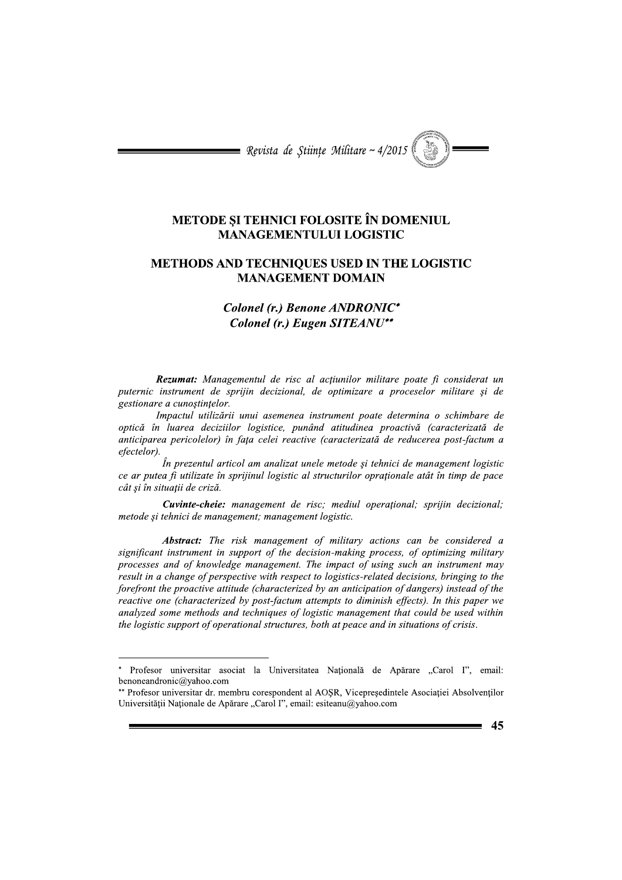# METODE ŞI TEHNICI FOLOSITE ÎN DOMENIUL MANAGEMENTULUI LOGISTIC

# METHODS AND TECHNIQUES USED IN THE LOGISTIC MANAGEMENT DOMAIN

***Colonel (r.) Benone ANDRONIC****

***Colonel (r.) Eugen SITEANU*****

***Rezumat:*** *Managementul de risc al acţiunilor militare poate fi considerat un puternic instrument de sprijin decizional, de optimizare a proceselor militare şi de gestionare a cunoştinţelor.*

*Impactul utilizării unui asemenea instrument poate determina o schimbare de optică în luarea deciziilor logistice, punând atitudinea proactivă (caracterizată de anticiparea pericolelor) în faţa celei reactive (caracterizată de reducerea post-factum a efectelor).*

*În prezentul articol am analizat unele metode şi tehnici de management logistic ce ar putea fi utilizate în sprijinul logistic al structurilor opraţionale atât în timp de pace cât şi în situaţii de criză.*

***Cuvinte-cheie:*** *management de risc; mediul operaţional; sprijin decizional; metode şi tehnici de management; management logistic.*

***Abstract:*** *The risk management of military actions can be considered a significant instrument in support of the decision-making process, of optimizing military processes and of knowledge management. The impact of using such an instrument may result in a change of perspective with respect to logistics-related decisions, bringing to the forefront the proactive attitude (characterized by an anticipation of dangers) instead of the reactive one (characterized by post-factum attempts to diminish effects). In this paper we analyzed some methods and techniques of logistic management that could be used within the logistic support of operational structures, both at peace and in situations of crisis.*

---

\* Profesor universitar asociat la Universitatea Naţională de Apărare „Carol I", email: benoneandronic@yahoo.com

\*\* Profesor universitar dr. membru corespondent al AOŞR, Vicepreşedintele Asociaţiei Absolvenţilor Universităţii Naţionale de Apărare „Carol I", email: esiteanu@yahoo.com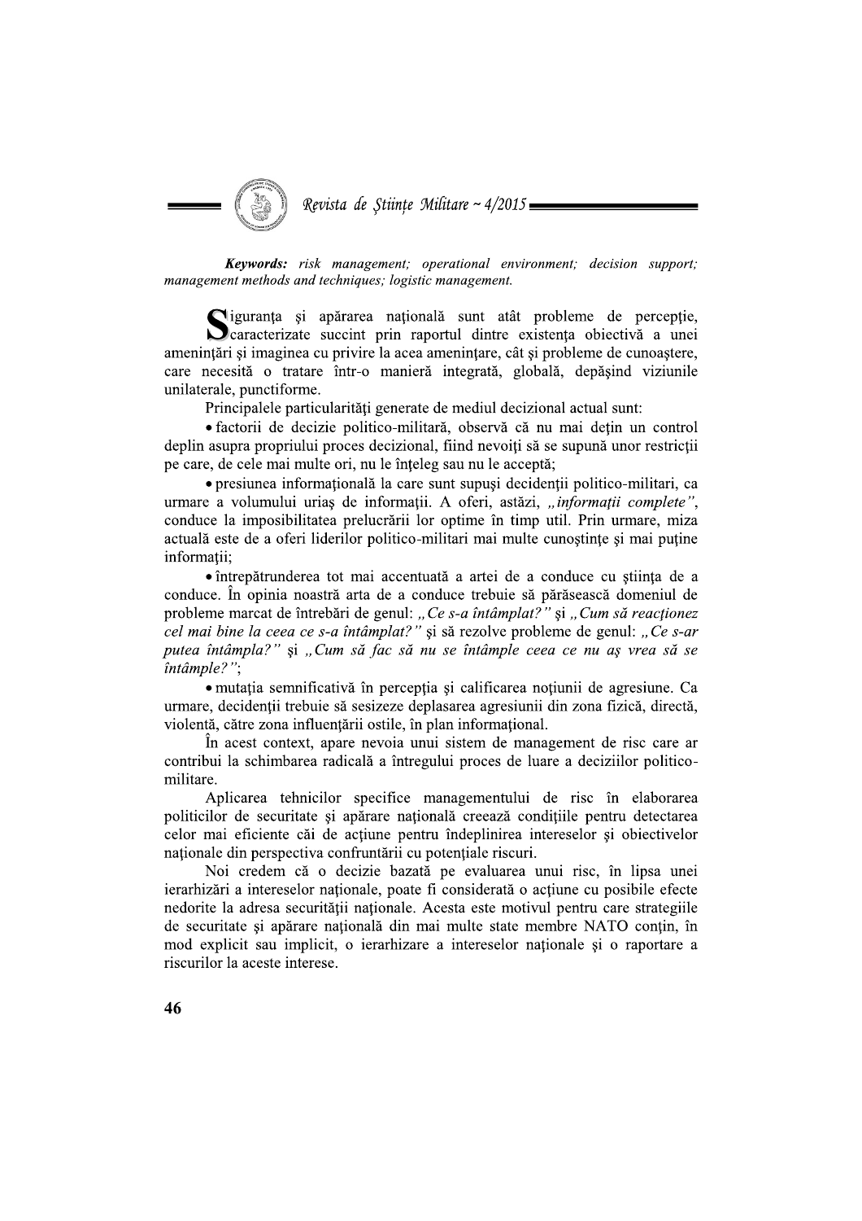***Keywords:*** *risk management; operational environment; decision support; management methods and techniques; logistic management.*

Siguranța și apărarea națională sunt atât probleme de percepție, caracterizate succint prin raportul dintre existența obiectivă a unei amenințări și imaginea cu privire la acea amenințare, cât și probleme de cunoaștere, care necesită o tratare într-o manieră integrată, globală, depășind viziunile unilaterale, punctiforme.

Principalele particularități generate de mediul decizional actual sunt:

- factorii de decizie politico-militară, observă că nu mai dețin un control deplin asupra propriului proces decizional, fiind nevoiți să se supună unor restricții pe care, de cele mai multe ori, nu le înțeleg sau nu le acceptă;
- presiunea informațională la care sunt supuși decidenții politico-militari, ca urmare a volumului uriaș de informații. A oferi, astăzi, *„informații complete"*, conduce la imposibilitatea prelucrării lor optime în timp util. Prin urmare, miza actuală este de a oferi liderilor politico-militari mai multe cunoștințe și mai puține informații;
- întrepătrunderea tot mai accentuată a artei de a conduce cu știința de a conduce. În opinia noastră arta de a conduce trebuie să părăsească domeniul de probleme marcat de întrebări de genul: *„Ce s-a întâmplat?"* și *„Cum să reacționez cel mai bine la ceea ce s-a întâmplat?"* și să rezolve probleme de genul: *„Ce s-ar putea întâmpla?"* și *„Cum să fac să nu se întâmple ceea ce nu aș vrea să se întâmple?"*;
- mutația semnificativă în percepția și calificarea noțiunii de agresiune. Ca urmare, decidenții trebuie să sesizeze deplasarea agresiunii din zona fizică, directă, violentă, către zona influențării ostile, în plan informațional.

În acest context, apare nevoia unui sistem de management de risc care ar contribui la schimbarea radicală a întregului proces de luare a deciziilor politico-militare.

Aplicarea tehnicilor specifice managementului de risc în elaborarea politicilor de securitate și apărare națională creează condițiile pentru detectarea celor mai eficiente căi de acțiune pentru îndeplinirea intereselor și obiectivelor naționale din perspectiva confruntării cu potențiale riscuri.

Noi credem că o decizie bazată pe evaluarea unui risc, în lipsa unei ierarhizări a intereselor naționale, poate fi considerată o acțiune cu posibile efecte nedorite la adresa securității naționale. Acesta este motivul pentru care strategiile de securitate și apărare națională din mai multe state membre NATO conțin, în mod explicit sau implicit, o ierarhizare a intereselor naționale și o raportare a riscurilor la aceste interese.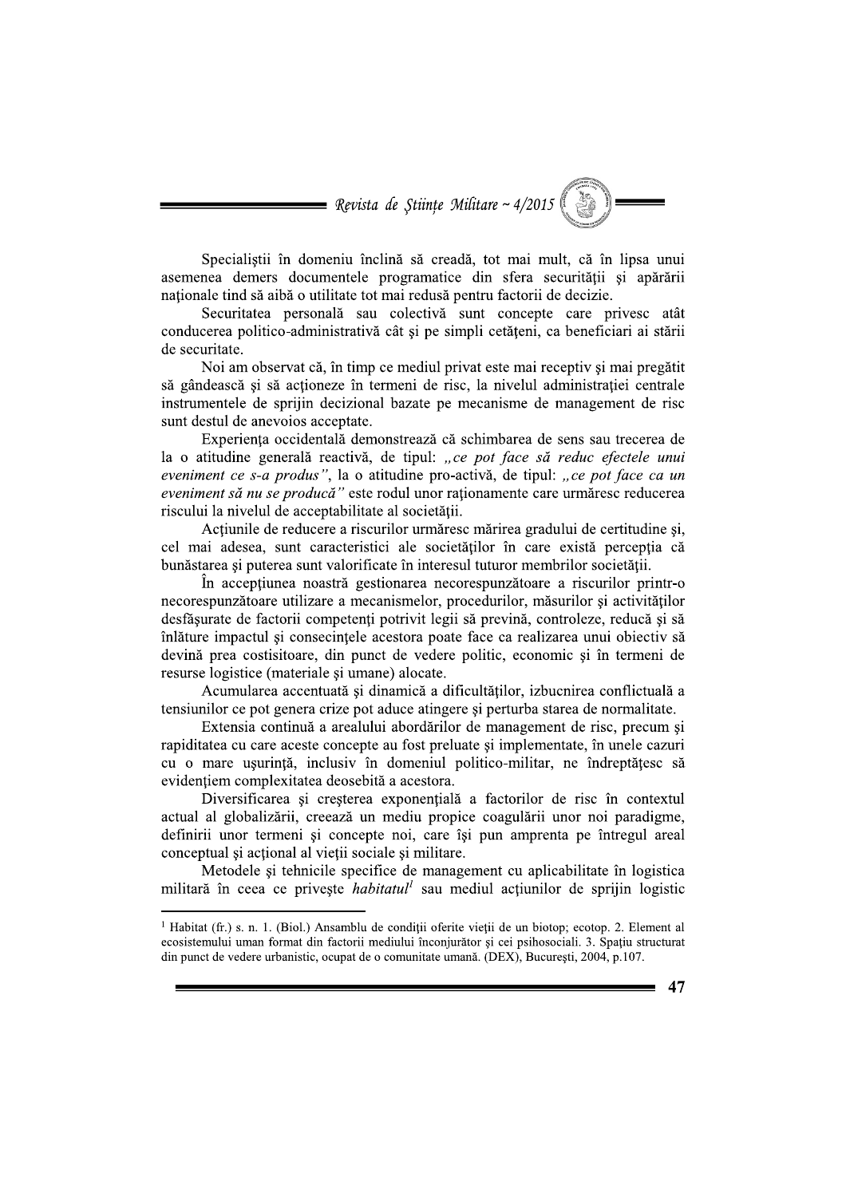Specialiştii în domeniu înclină să creadă, tot mai mult, că în lipsa unui asemenea demers documentele programatice din sfera securităţii şi apărării naţionale tind să aibă o utilitate tot mai redusă pentru factorii de decizie.

Securitatea personală sau colectivă sunt concepte care privesc atât conducerea politico-administrativă cât şi pe simpli cetăţeni, ca beneficiari ai stării de securitate.

Noi am observat că, în timp ce mediul privat este mai receptiv şi mai pregătit să gândească şi să acţioneze în termeni de risc, la nivelul administraţiei centrale instrumentele de sprijin decizional bazate pe mecanisme de management de risc sunt destul de anevoios acceptate.

Experienţa occidentală demonstrează că schimbarea de sens sau trecerea de la o atitudine generală reactivă, de tipul: *„ce pot face să reduc efectele unui eveniment ce s-a produs"*, la o atitudine pro-activă, de tipul: *„ce pot face ca un eveniment să nu se producă"* este rodul unor raţionamente care urmăresc reducerea riscului la nivelul de acceptabilitate al societăţii.

Acţiunile de reducere a riscurilor urmăresc mărirea gradului de certitudine şi, cel mai adesea, sunt caracteristici ale societăţilor în care există percepţia că bunăstarea şi puterea sunt valorificate în interesul tuturor membrilor societăţii.

În accepţiunea noastră gestionarea necorespunzătoare a riscurilor printr-o necorespunzătoare utilizare a mecanismelor, procedurilor, măsurilor şi activităţilor desfăşurate de factorii competenţi potrivit legii să prevină, controleze, reducă şi să înlăture impactul şi consecinţele acestora poate face ca realizarea unui obiectiv să devină prea costisitoare, din punct de vedere politic, economic şi în termeni de resurse logistice (materiale şi umane) alocate.

Acumularea accentuată şi dinamică a dificultăţilor, izbucnirea conflictuală a tensiunilor ce pot genera crize pot aduce atingere şi perturba starea de normalitate.

Extensia continuă a arealului abordărilor de management de risc, precum şi rapiditatea cu care aceste concepte au fost preluate şi implementate, în unele cazuri cu o mare uşurinţă, inclusiv în domeniul politico-militar, ne îndreptăţesc să evidenţiem complexitatea deosebită a acestora.

Diversificarea şi creşterea exponenţială a factorilor de risc în contextul actual al globalizării, creează un mediu propice coagulării unor noi paradigme, definirii unor termeni şi concepte noi, care îşi pun amprenta pe întregul areal conceptual şi acţional al vieţii sociale şi militare.

Metodele şi tehnicile specifice de management cu aplicabilitate în logistica militară în ceea ce priveşte *habitatul*[1] sau mediul acţiunilor de sprijin logistic

---

[1] Habitat (fr.) s. n. 1. (Biol.) Ansamblu de condiţii oferite vieţii de un biotop; ecotop. 2. Element al ecosistemului uman format din factorii mediului înconjurător şi cei psihosociali. 3. Spaţiu structurat din punct de vedere urbanistic, ocupat de o comunitate umană. (DEX), Bucureşti, 2004, p.107.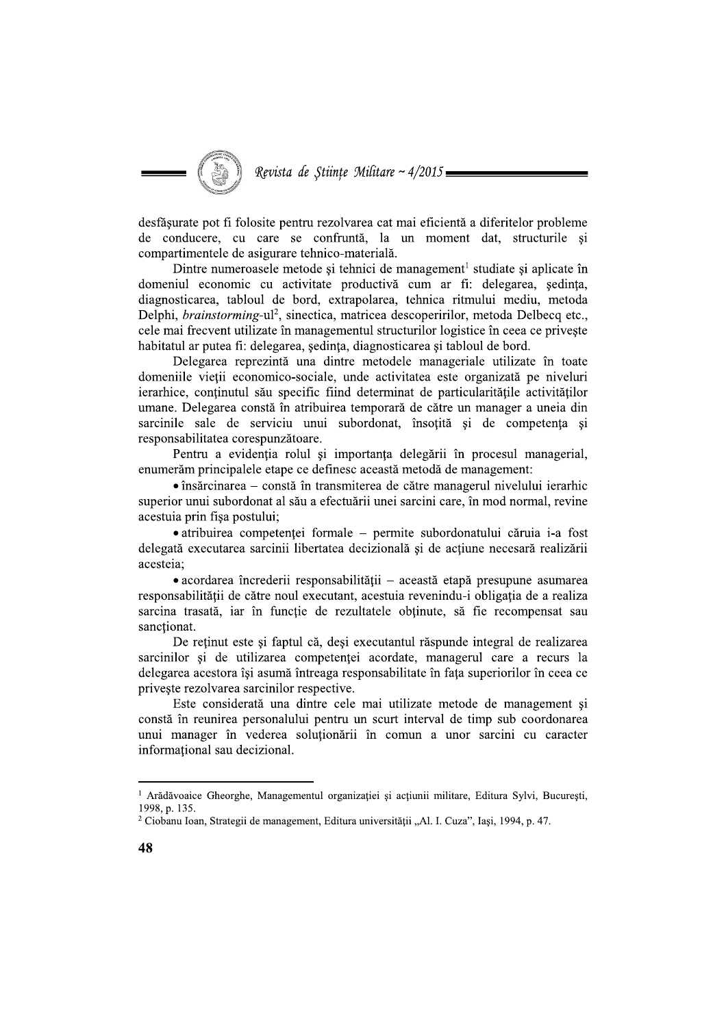desfășurate pot fi folosite pentru rezolvarea cat mai eficientă a diferitelor probleme de conducere, cu care se confruntă, la un moment dat, structurile și compartimentele de asigurare tehnico-materială.

Dintre numeroasele metode și tehnici de management[1] studiate și aplicate în domeniul economic cu activitate productivă cum ar fi: delegarea, ședința, diagnosticarea, tabloul de bord, extrapolarea, tehnica ritmului mediu, metoda Delphi, *brainstorming*-ul[2], sinectica, matricea descoperirilor, metoda Delbecq etc., cele mai frecvent utilizate în managementul structurilor logistice în ceea ce privește habitatul ar putea fi: delegarea, ședința, diagnosticarea și tabloul de bord.

Delegarea reprezintă una dintre metodele manageriale utilizate în toate domeniile vieții economico-sociale, unde activitatea este organizată pe niveluri ierarhice, conținutul său specific fiind determinat de particularitățile activităților umane. Delegarea constă în atribuirea temporară de către un manager a uneia din sarcinile sale de serviciu unui subordonat, însoțită și de competența și responsabilitatea corespunzătoare.

Pentru a evidenția rolul și importanța delegării în procesul managerial, enumerăm principalele etape ce definesc această metodă de management:

- însărcinarea – constă în transmiterea de către managerul nivelului ierarhic superior unui subordonat al său a efectuării unei sarcini care, în mod normal, revine acestuia prin fișa postului;
- atribuirea competenței formale – permite subordonatului căruia i-a fost delegată executarea sarcinii libertatea decizională și de acțiune necesară realizării acesteia;
- acordarea încrederii responsabilității – această etapă presupune asumarea responsabilității de către noul executant, acestuia revenindu-i obligația de a realiza sarcina trasată, iar în funcție de rezultatele obținute, să fie recompensat sau sancționat.

De reținut este și faptul că, deși executantul răspunde integral de realizarea sarcinilor și de utilizarea competenței acordate, managerul care a recurs la delegarea acestora își asumă întreaga responsabilitate în fața superiorilor în ceea ce privește rezolvarea sarcinilor respective.

Este considerată una dintre cele mai utilizate metode de management și constă în reunirea personalului pentru un scurt interval de timp sub coordonarea unui manager în vederea soluționării în comun a unor sarcini cu caracter informațional sau decizional.

---

[1] Arădăvoaice Gheorghe, Managementul organizației și acțiunii militare, Editura Sylvi, București, 1998, p. 135.

[2] Ciobanu Ioan, Strategii de management, Editura universității „Al. I. Cuza", Iași, 1994, p. 47.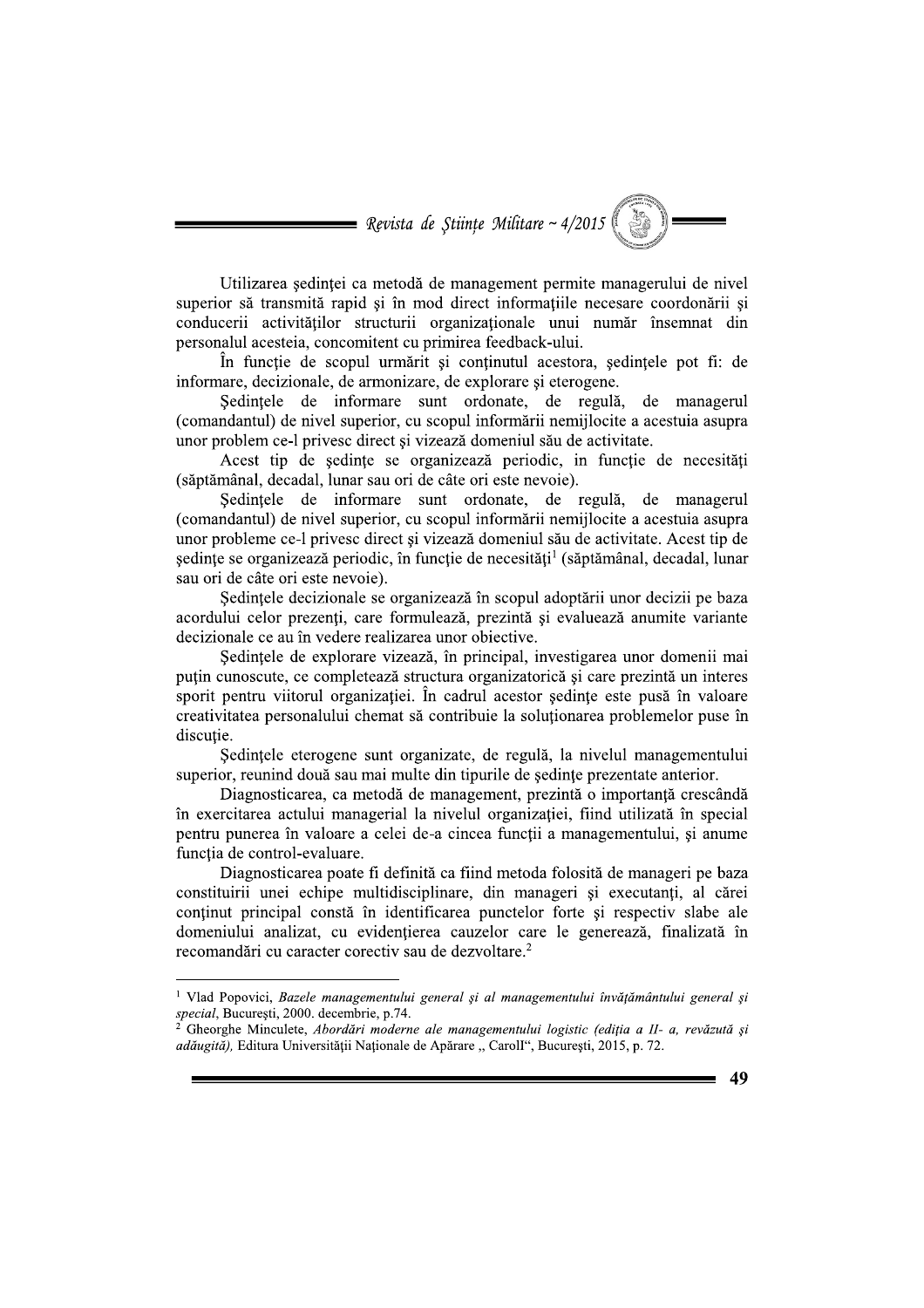Utilizarea ședinței ca metodă de management permite managerului de nivel superior să transmită rapid și în mod direct informațiile necesare coordonării și conducerii activităților structurii organizaționale unui număr însemnat din personalul acesteia, concomitent cu primirea feedback-ului.

În funcție de scopul urmărit și conținutul acestora, ședințele pot fi: de informare, decizionale, de armonizare, de explorare și eterogene.

Ședințele de informare sunt ordonate, de regulă, de managerul (comandantul) de nivel superior, cu scopul informării nemijlocite a acestuia asupra unor problem ce-l privesc direct și vizează domeniul său de activitate.

Acest tip de ședințe se organizează periodic, in funcție de necesități (săptămânal, decadal, lunar sau ori de câte ori este nevoie).

Ședințele de informare sunt ordonate, de regulă, de managerul (comandantul) de nivel superior, cu scopul informării nemijlocite a acestuia asupra unor probleme ce-l privesc direct și vizează domeniul său de activitate. Acest tip de ședințe se organizează periodic, în funcție de necesități[1] (săptămânal, decadal, lunar sau ori de câte ori este nevoie).

Ședințele decizionale se organizează în scopul adoptării unor decizii pe baza acordului celor prezenți, care formulează, prezintă și evaluează anumite variante decizionale ce au în vedere realizarea unor obiective.

Ședințele de explorare vizează, în principal, investigarea unor domenii mai puțin cunoscute, ce completează structura organizatorică și care prezintă un interes sporit pentru viitorul organizației. În cadrul acestor ședințe este pusă în valoare creativitatea personalului chemat să contribuie la soluționarea problemelor puse în discuție.

Ședințele eterogene sunt organizate, de regulă, la nivelul managementului superior, reunind două sau mai multe din tipurile de ședințe prezentate anterior.

Diagnosticarea, ca metodă de management, prezintă o importanță crescândă în exercitarea actului managerial la nivelul organizației, fiind utilizată în special pentru punerea în valoare a celei de-a cincea funcții a managementului, și anume funcția de control-evaluare.

Diagnosticarea poate fi definită ca fiind metoda folosită de manageri pe baza constituirii unei echipe multidisciplinare, din manageri și executanți, al cărei conținut principal constă în identificarea punctelor forte și respectiv slabe ale domeniului analizat, cu evidențierea cauzelor care le generează, finalizată în recomandări cu caracter corectiv sau de dezvoltare.[2]

---

[1] Vlad Popovici, *Bazele managementului general și al managementului învățământului general și special*, București, 2000. decembrie, p.74.

[2] Gheorghe Minculete, *Abordări moderne ale managementului logistic (ediția a II- a, revăzută și adăugită)*, Editura Universității Naționale de Apărare „ Caroll", București, 2015, p. 72.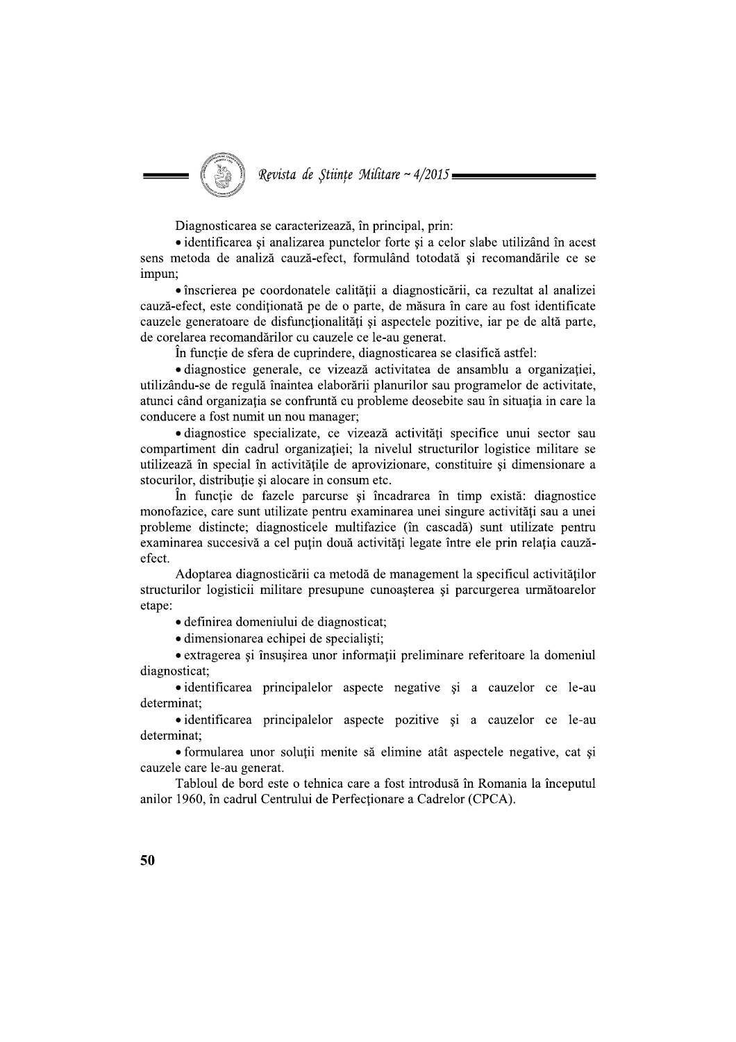Diagnosticarea se caracterizează, în principal, prin:

- identificarea şi analizarea punctelor forte şi a celor slabe utilizând în acest sens metoda de analiză cauză-efect, formulând totodată şi recomandările ce se impun;
- înscrierea pe coordonatele calităţii a diagnosticării, ca rezultat al analizei cauză-efect, este condiţionată pe de o parte, de măsura în care au fost identificate cauzele generatoare de disfuncţionalităţi şi aspectele pozitive, iar pe de altă parte, de corelarea recomandărilor cu cauzele ce le-au generat.

În funcţie de sfera de cuprindere, diagnosticarea se clasifică astfel:

- diagnostice generale, ce vizează activitatea de ansamblu a organizaţiei, utilizându-se de regulă înaintea elaborării planurilor sau programelor de activitate, atunci când organizaţia se confruntă cu probleme deosebite sau în situaţia in care la conducere a fost numit un nou manager;
- diagnostice specializate, ce vizează activităţi specifice unui sector sau compartiment din cadrul organizaţiei; la nivelul structurilor logistice militare se utilizează în special în activităţile de aprovizionare, constituire şi dimensionare a stocurilor, distribuţie şi alocare in consum etc.

În funcţie de fazele parcurse şi încadrarea în timp există: diagnostice monofazice, care sunt utilizate pentru examinarea unei singure activităţi sau a unei probleme distincte; diagnosticele multifazice (în cascadă) sunt utilizate pentru examinarea succesivă a cel puţin două activităţi legate între ele prin relaţia cauză-efect.

Adoptarea diagnosticării ca metodă de management la specificul activităţilor structurilor logisticii militare presupune cunoaşterea şi parcurgerea următoarelor etape:

- definirea domeniului de diagnosticat;
- dimensionarea echipei de specialişti;
- extragerea şi însuşirea unor informaţii preliminare referitoare la domeniul diagnosticat;
- identificarea principalelor aspecte negative şi a cauzelor ce le-au determinat;
- identificarea principalelor aspecte pozitive şi a cauzelor ce le-au determinat;
- formularea unor soluţii menite să elimine atât aspectele negative, cat şi cauzele care le-au generat.

Tabloul de bord este o tehnica care a fost introdusă în Romania la începutul anilor 1960, în cadrul Centrului de Perfecţionare a Cadrelor (CPCA).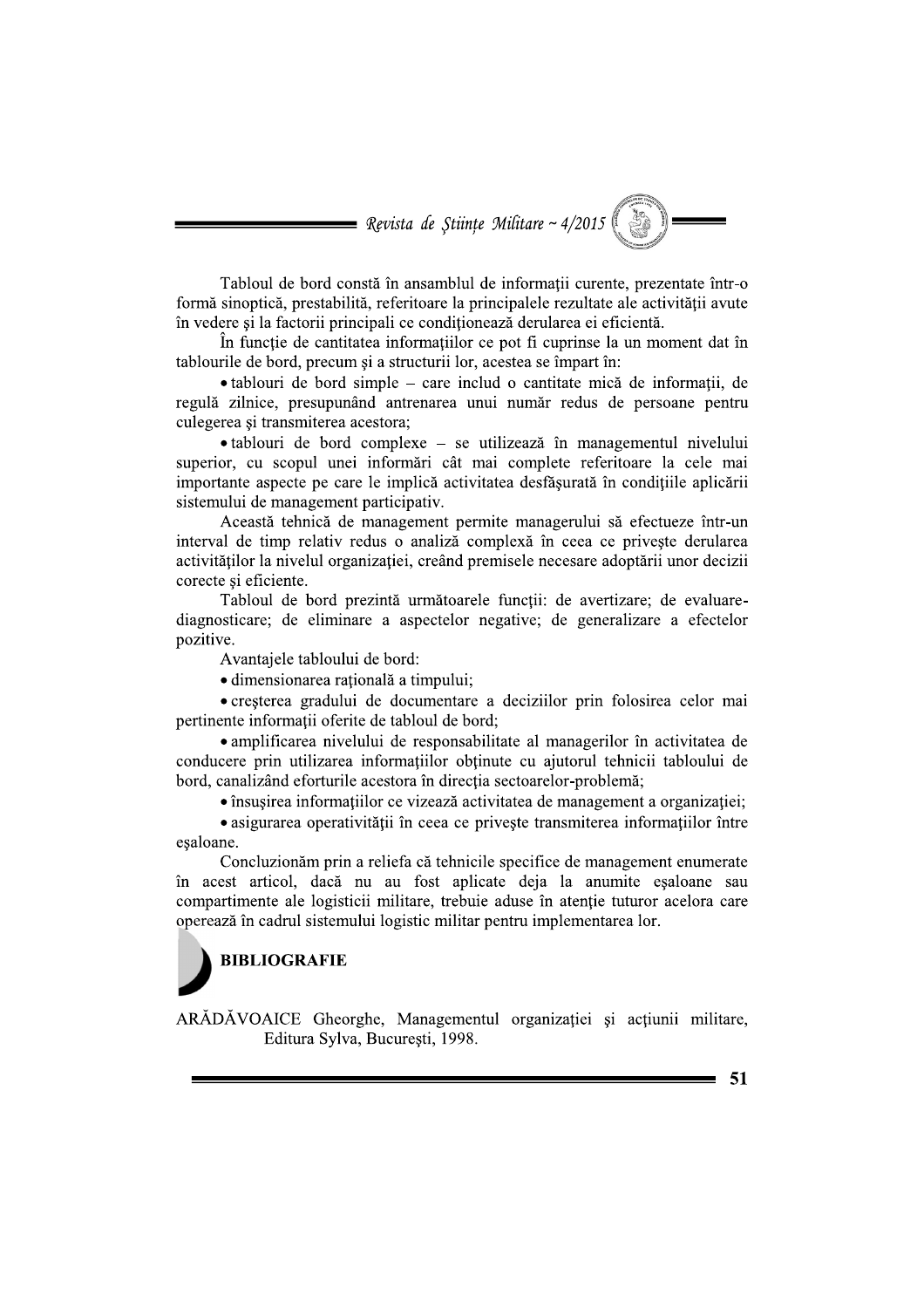Tabloul de bord constă în ansamblul de informații curente, prezentate într-o formă sinoptică, prestabilită, referitoare la principalele rezultate ale activității avute în vedere și la factorii principali ce condiționează derularea ei eficientă.

În funcție de cantitatea informațiilor ce pot fi cuprinse la un moment dat în tablourile de bord, precum și a structurii lor, acestea se împart în:

- tablouri de bord simple – care includ o cantitate mică de informații, de regulă zilnice, presupunând antrenarea unui număr redus de persoane pentru culegerea și transmiterea acestora;
- tablouri de bord complexe – se utilizează în managementul nivelului superior, cu scopul unei informări cât mai complete referitoare la cele mai importante aspecte pe care le implică activitatea desfășurată în condițiile aplicării sistemului de management participativ.

Această tehnică de management permite managerului să efectueze într-un interval de timp relativ redus o analiză complexă în ceea ce privește derularea activităților la nivelul organizației, creând premisele necesare adoptării unor decizii corecte și eficiente.

Tabloul de bord prezintă următoarele funcții: de avertizare; de evaluare-diagnosticare; de eliminare a aspectelor negative; de generalizare a efectelor pozitive.

Avantajele tabloului de bord:

- dimensionarea rațională a timpului;
- creșterea gradului de documentare a deciziilor prin folosirea celor mai pertinente informații oferite de tabloul de bord;
- amplificarea nivelului de responsabilitate al managerilor în activitatea de conducere prin utilizarea informațiilor obținute cu ajutorul tehnicii tabloului de bord, canalizând eforturile acestora în direcția sectoarelor-problemă;
- însușirea informațiilor ce vizează activitatea de management a organizației;
- asigurarea operativității în ceea ce privește transmiterea informațiilor între eșaloane.

Concluzionăm prin a reliefa că tehnicile specifice de management enumerate în acest articol, dacă nu au fost aplicate deja la anumite eșaloane sau compartimente ale logisticii militare, trebuie aduse în atenție tuturor acelora care operează în cadrul sistemului logistic militar pentru implementarea lor.

## BIBLIOGRAFIE

ARĂDĂVOAICE Gheorghe, Managementul organizației și acțiunii militare, Editura Sylva, București, 1998.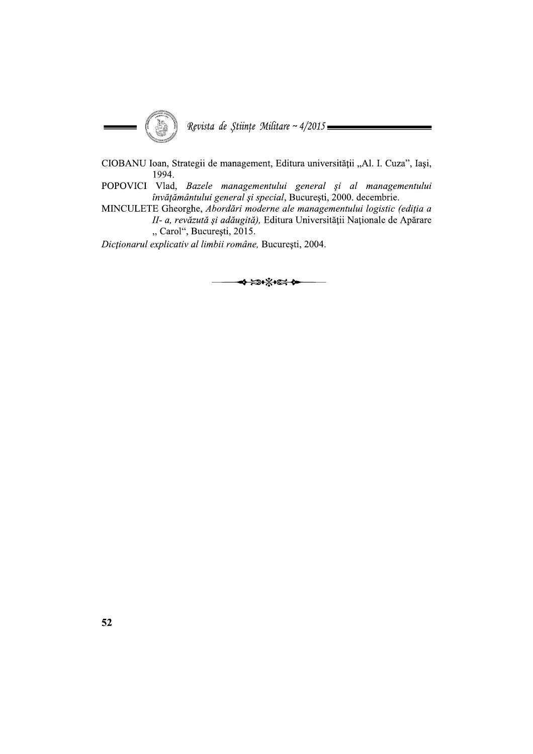CIOBANU Ioan, Strategii de management, Editura universității „Al. I. Cuza", Iași, 1994.

POPOVICI Vlad, *Bazele managementului general și al managementului învățământului general și special*, București, 2000. decembrie.

MINCULETE Gheorghe, *Abordări moderne ale managementului logistic (ediția a II- a, revăzută și adăugită),* Editura Universității Naționale de Apărare „ Carol", București, 2015.

*Dicționarul explicativ al limbii române,* București, 2004.